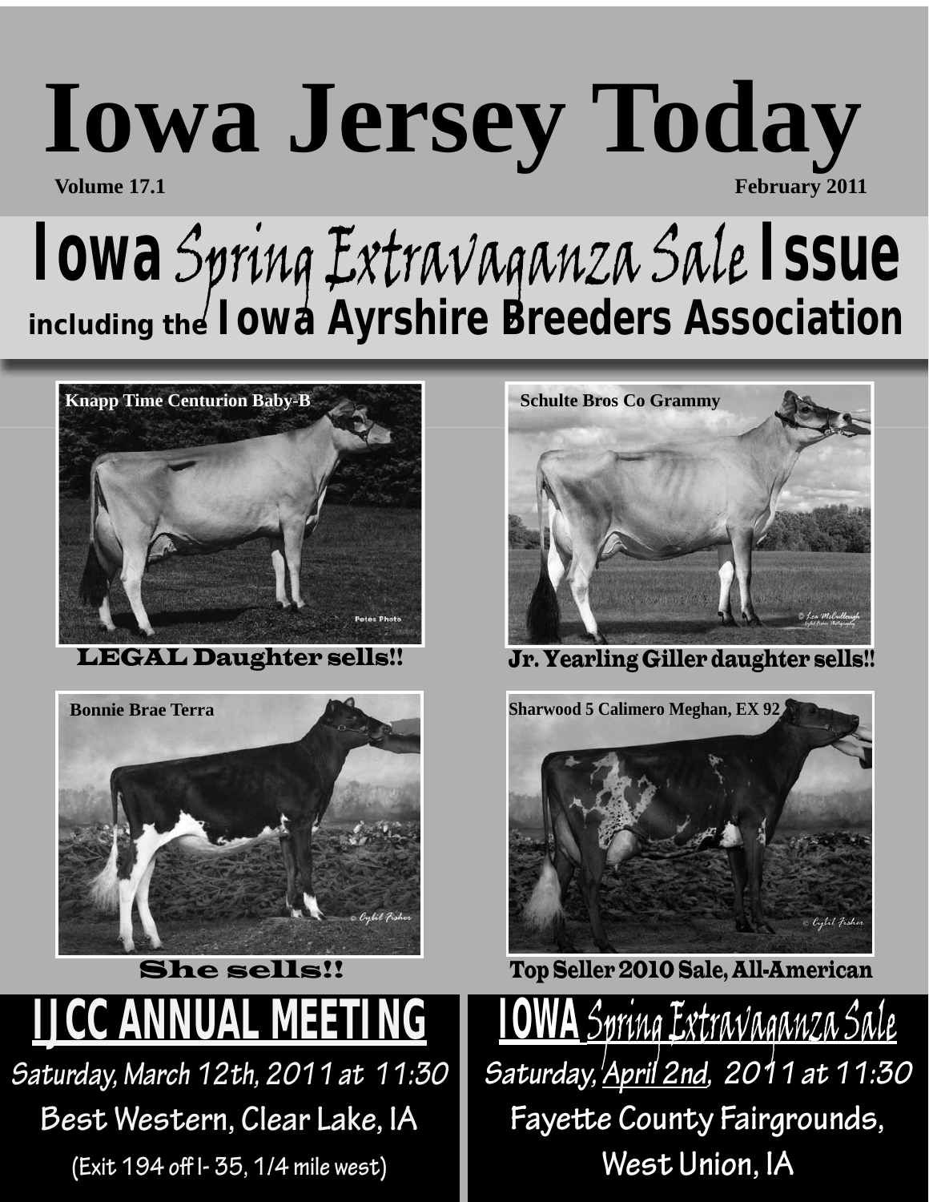# Iowa Jersey Today

**Volume 17.1** **February 2011**

## Iowa *Spring Extravaganza Sale* Issue

### including the Iowa Ayrshire Breeders Association

**Knapp Time Centurion Baby-B**

Petes Photo

**LEGAL Daughter sells!!**

**Schulte Bros Co Grammy**

© Lea McCullough

**Jr. Yearling Giller daughter sells!!**

**Bonnie Brae Terra**

© Cybil Fisher

**She sells!!**

**Sharwood 5 Calimero Meghan, EX 92**

© Cybil Fisher

**Top Seller 2010 Sale, All-American**

## IJCC ANNUAL MEETING

**Saturday, March 12th, 2011 at 11:30**

**Best Western, Clear Lake, IA**

**(Exit 194 off I- 35, 1/4 mile west)**

## IOWA *Spring Extravaganza Sale*

**Saturday, April 2nd, 2011 at 11:30**

**Fayette County Fairgrounds,**

**West Union, IA**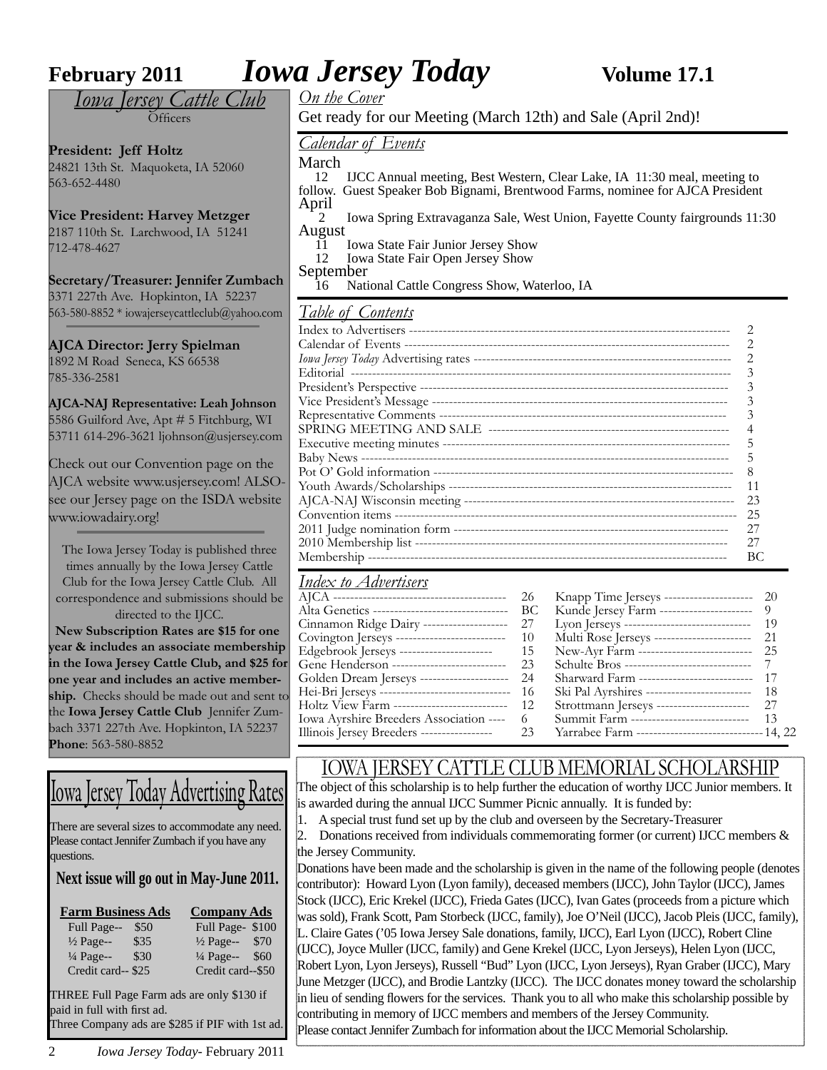# Iowa Jersey Today

**February 2011** **Volume 17.1**

## Iowa Jersey Cattle Club

Officers

**President: Jeff Holtz**
24821 13th St. Maquoketa, IA 52060
563-652-4480

**Vice President: Harvey Metzger**
2187 110th St. Larchwood, IA 51241
712-478-4627

**Secretary/Treasurer: Jennifer Zumbach**
3371 227th Ave. Hopkinton, IA 52237
563-580-8852 * iowajerseycattleclub@yahoo.com

**AJCA Director: Jerry Spielman**
1892 M Road Seneca, KS 66538
785-336-2581

**AJCA-NAJ Representative: Leah Johnson**
5586 Guilford Ave, Apt # 5 Fitchburg, WI
53711 614-296-3621 ljohnson@usjersey.com

Check out our Convention page on the AJCA website www.usjersey.com! ALSO- see our Jersey page on the ISDA website www.iowadairy.org!

The Iowa Jersey Today is published three times annually by the Iowa Jersey Cattle Club for the Iowa Jersey Cattle Club. All correspondence and submissions should be directed to the IJCC.

**New Subscription Rates are $15 for one year & includes an associate membership in the Iowa Jersey Cattle Club, and $25 for one year and includes an active membership.** Checks should be made out and sent to the **Iowa Jersey Cattle Club** Jennifer Zumbach 3371 227th Ave. Hopkinton, IA 52237 **Phone**: 563-580-8852

## Iowa Jersey Today Advertising Rates

There are several sizes to accommodate any need. Please contact Jennifer Zumbach if you have any questions.

**Next issue will go out in May-June 2011.**

| Farm Business Ads | | Company Ads | |
|---|---|---|---|
| Full Page-- | $50 | Full Page- | $100 |
| ½ Page-- | $35 | ½ Page-- | $70 |
| ¼ Page-- | $30 | ¼ Page-- | $60 |
| Credit card-- | $25 | Credit card-- | $50 |

THREE Full Page Farm ads are only $130 if paid in full with first ad.
Three Company ads are $285 if PIF with 1st ad.

## On the Cover

Get ready for our Meeting (March 12th) and Sale (April 2nd)!

## Calendar of Events

**March**
12 IJCC Annual meeting, Best Western, Clear Lake, IA 11:30 meal, meeting to follow. Guest Speaker Bob Bignami, Brentwood Farms, nominee for AJCA President

**April**
2 Iowa Spring Extravaganza Sale, West Union, Fayette County fairgrounds 11:30

**August**
11 Iowa State Fair Junior Jersey Show
12 Iowa State Fair Open Jersey Show

**September**
16 National Cattle Congress Show, Waterloo, IA

## Table of Contents

| Section | Page |
|---|---|
| Index to Advertisers | 2 |
| Calendar of Events | 2 |
| *Iowa Jersey Today* Advertising rates | 2 |
| Editorial | 3 |
| President's Perspective | 3 |
| Vice President's Message | 3 |
| Representative Comments | 3 |
| SPRING MEETING AND SALE | 4 |
| Executive meeting minutes | 5 |
| Baby News | 5 |
| Pot O' Gold information | 8 |
| Youth Awards/Scholarships | 11 |
| AJCA-NAJ Wisconsin meeting | 23 |
| Convention items | 25 |
| 2011 Judge nomination form | 27 |
| 2010 Membership list | 27 |
| Membership | BC |

## Index to Advertisers

| Advertiser | Page | Advertiser | Page |
|---|---|---|---|
| AJCA | 26 | Knapp Time Jerseys | 20 |
| Alta Genetics | BC | Kunde Jersey Farm | 9 |
| Cinnamon Ridge Dairy | 27 | Lyon Jerseys | 19 |
| Covington Jerseys | 10 | Multi Rose Jerseys | 21 |
| Edgebrook Jerseys | 15 | New-Ayr Farm | 25 |
| Gene Henderson | 23 | Schulte Bros | 7 |
| Golden Dream Jerseys | 24 | Sharward Farm | 17 |
| Hei-Bri Jerseys | 16 | Ski Pal Ayrshires | 18 |
| Holtz View Farm | 12 | Strottmann Jerseys | 27 |
| Iowa Ayrshire Breeders Association | 6 | Summit Farm | 13 |
| Illinois Jersey Breeders | 23 | Yarrabee Farm | 14, 22 |

## IOWA JERSEY CATTLE CLUB MEMORIAL SCHOLARSHIP

The object of this scholarship is to help further the education of worthy IJCC Junior members. It is awarded during the annual IJCC Summer Picnic annually. It is funded by:

1. A special trust fund set up by the club and overseen by the Secretary-Treasurer
2. Donations received from individuals commemorating former (or current) IJCC members & the Jersey Community.

Donations have been made and the scholarship is given in the name of the following people (denotes contributor): Howard Lyon (Lyon family), deceased members (IJCC), John Taylor (IJCC), James Stock (IJCC), Eric Krekel (IJCC), Frieda Gates (IJCC), Ivan Gates (proceeds from a picture which was sold), Frank Scott, Pam Storbeck (IJCC, family), Joe O'Neil (IJCC), Jacob Pleis (IJCC, family), L. Claire Gates ('05 Iowa Jersey Sale donations, family, IJCC), Earl Lyon (IJCC), Robert Cline (IJCC), Joyce Muller (IJCC, family) and Gene Krekel (IJCC, Lyon Jerseys), Helen Lyon (IJCC, Robert Lyon, Lyon Jerseys), Russell "Bud" Lyon (IJCC, Lyon Jerseys), Ryan Graber (IJCC), Mary June Metzger (IJCC), and Brodie Lantzky (IJCC). The IJCC donates money toward the scholarship in lieu of sending flowers for the services. Thank you to all who make this scholarship possible by contributing in memory of IJCC members and members of the Jersey Community.

Please contact Jennifer Zumbach for information about the IJCC Memorial Scholarship.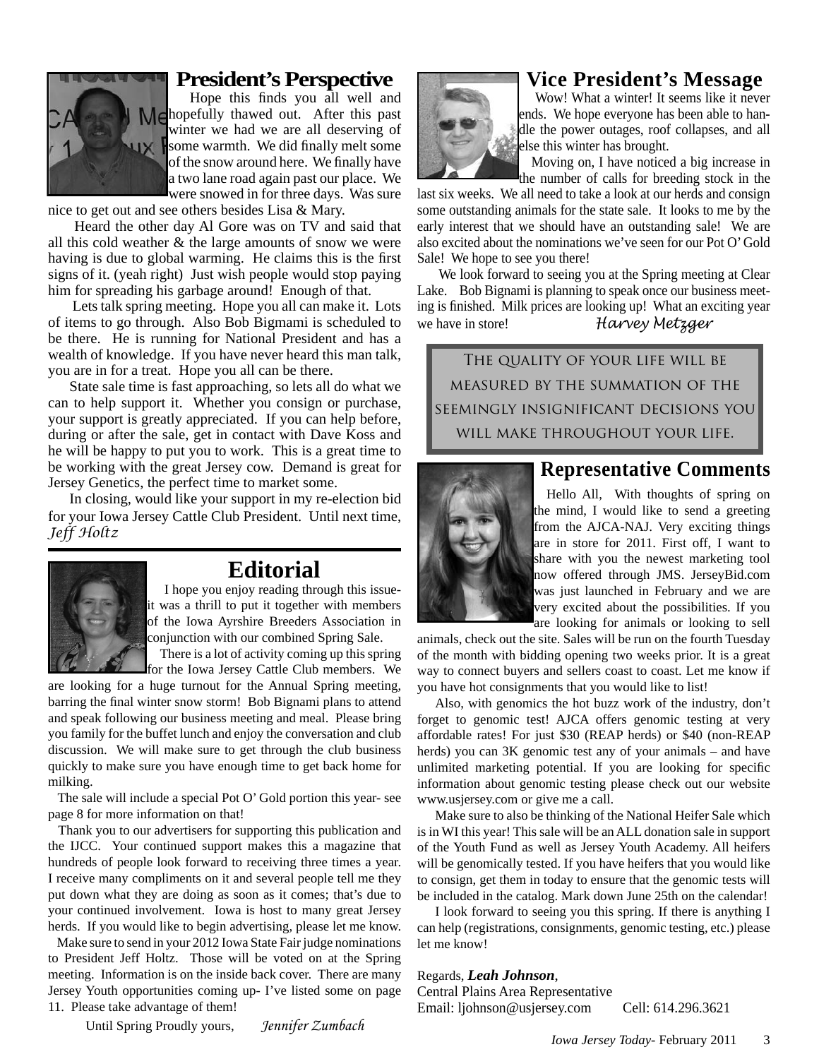## President's Perspective

Hope this finds you all well and hopefully thawed out. After this past winter we had we are all deserving of some warmth. We did finally melt some of the snow around here. We finally have a two lane road again past our place. We were snowed in for three days. Was sure nice to get out and see others besides Lisa & Mary.

Heard the other day Al Gore was on TV and said that all this cold weather & the large amounts of snow we were having is due to global warming. He claims this is the first signs of it. (yeah right) Just wish people would stop paying him for spreading his garbage around! Enough of that.

Lets talk spring meeting. Hope you all can make it. Lots of items to go through. Also Bob Bigmami is scheduled to be there. He is running for National President and has a wealth of knowledge. If you have never heard this man talk, you are in for a treat. Hope you all can be there.

State sale time is fast approaching, so lets all do what we can to help support it. Whether you consign or purchase, your support is greatly appreciated. If you can help before, during or after the sale, get in contact with Dave Koss and he will be happy to put you to work. This is a great time to be working with the great Jersey cow. Demand is great for Jersey Genetics, the perfect time to market some.

In closing, would like your support in my re-election bid for your Iowa Jersey Cattle Club President. Until next time,

*Jeff Holtz*

## Editorial

I hope you enjoy reading through this issue- it was a thrill to put it together with members of the Iowa Ayrshire Breeders Association in conjunction with our combined Spring Sale.

There is a lot of activity coming up this spring for the Iowa Jersey Cattle Club members. We are looking for a huge turnout for the Annual Spring meeting, barring the final winter snow storm! Bob Bignami plans to attend and speak following our business meeting and meal. Please bring you family for the buffet lunch and enjoy the conversation and club discussion. We will make sure to get through the club business quickly to make sure you have enough time to get back home for milking.

The sale will include a special Pot O' Gold portion this year- see page 8 for more information on that!

Thank you to our advertisers for supporting this publication and the IJCC. Your continued support makes this a magazine that hundreds of people look forward to receiving three times a year. I receive many compliments on it and several people tell me they put down what they are doing as soon as it comes; that's due to your continued involvement. Iowa is host to many great Jersey herds. If you would like to begin advertising, please let me know.

Make sure to send in your 2012 Iowa State Fair judge nominations to President Jeff Holtz. Those will be voted on at the Spring meeting. Information is on the inside back cover. There are many Jersey Youth opportunities coming up- I've listed some on page 11. Please take advantage of them!

Until Spring Proudly yours, *Jennifer Zumbach*

## Vice President's Message

Wow! What a winter! It seems like it never ends. We hope everyone has been able to handle the power outages, roof collapses, and all else this winter has brought.

Moving on, I have noticed a big increase in the number of calls for breeding stock in the last six weeks. We all need to take a look at our herds and consign some outstanding animals for the state sale. It looks to me by the early interest that we should have an outstanding sale! We are also excited about the nominations we've seen for our Pot O' Gold Sale! We hope to see you there!

We look forward to seeing you at the Spring meeting at Clear Lake. Bob Bignami is planning to speak once our business meeting is finished. Milk prices are looking up! What an exciting year we have in store! *Harvey Metzger*

> THE QUALITY OF YOUR LIFE WILL BE MEASURED BY THE SUMMATION OF THE SEEMINGLY INSIGNIFICANT DECISIONS YOU WILL MAKE THROUGHOUT YOUR LIFE.

## Representative Comments

Hello All, With thoughts of spring on the mind, I would like to send a greeting from the AJCA-NAJ. Very exciting things are in store for 2011. First off, I want to share with you the newest marketing tool now offered through JMS. JerseyBid.com was just launched in February and we are very excited about the possibilities. If you are looking for animals or looking to sell animals, check out the site. Sales will be run on the fourth Tuesday of the month with bidding opening two weeks prior. It is a great way to connect buyers and sellers coast to coast. Let me know if you have hot consignments that you would like to list!

Also, with genomics the hot buzz work of the industry, don't forget to genomic test! AJCA offers genomic testing at very affordable rates! For just $30 (REAP herds) or $40 (non-REAP herds) you can 3K genomic test any of your animals – and have unlimited marketing potential. If you are looking for specific information about genomic testing please check out our website www.usjersey.com or give me a call.

Make sure to also be thinking of the National Heifer Sale which is in WI this year! This sale will be an ALL donation sale in support of the Youth Fund as well as Jersey Youth Academy. All heifers will be genomically tested. If you have heifers that you would like to consign, get them in today to ensure that the genomic tests will be included in the catalog. Mark down June 25th on the calendar!

I look forward to seeing you this spring. If there is anything I can help (registrations, consignments, genomic testing, etc.) please let me know!

Regards, ***Leah Johnson***,
Central Plains Area Representative
Email: ljohnson@usjersey.com Cell: 614.296.3621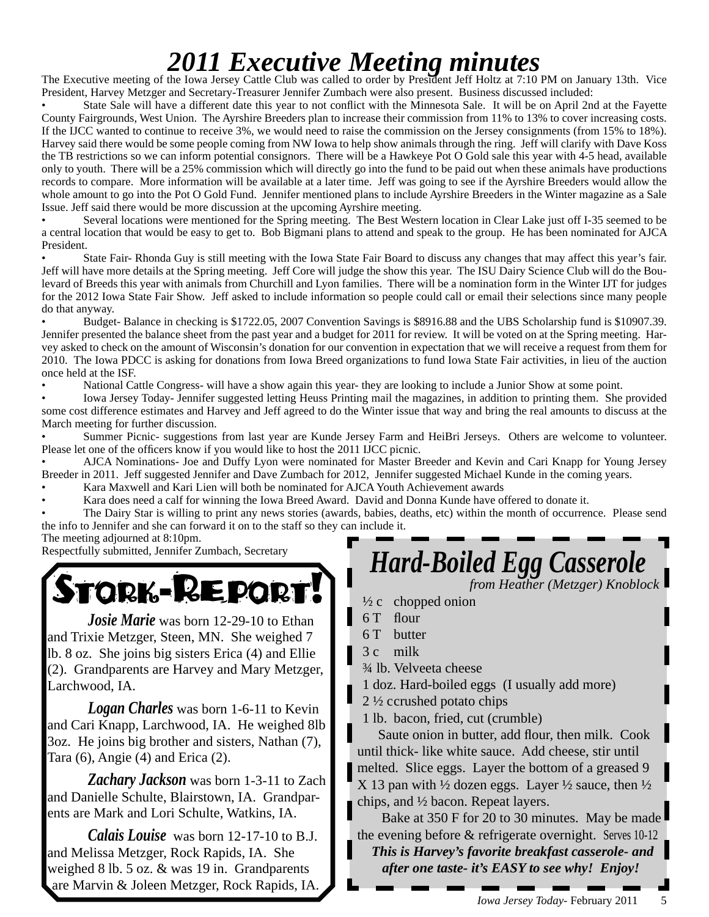# 2011 Executive Meeting minutes

The Executive meeting of the Iowa Jersey Cattle Club was called to order by President Jeff Holtz at 7:10 PM on January 13th. Vice President, Harvey Metzger and Secretary-Treasurer Jennifer Zumbach were also present. Business discussed included:

- State Sale will have a different date this year to not conflict with the Minnesota Sale. It will be on April 2nd at the Fayette County Fairgrounds, West Union. The Ayrshire Breeders plan to increase their commission from 11% to 13% to cover increasing costs. If the IJCC wanted to continue to receive 3%, we would need to raise the commission on the Jersey consignments (from 15% to 18%). Harvey said there would be some people coming from NW Iowa to help show animals through the ring. Jeff will clarify with Dave Koss the TB restrictions so we can inform potential consignors. There will be a Hawkeye Pot O Gold sale this year with 4-5 head, available only to youth. There will be a 25% commission which will directly go into the fund to be paid out when these animals have productions records to compare. More information will be available at a later time. Jeff was going to see if the Ayrshire Breeders would allow the whole amount to go into the Pot O Gold Fund. Jennifer mentioned plans to include Ayrshire Breeders in the Winter magazine as a Sale Issue. Jeff said there would be more discussion at the upcoming Ayrshire meeting.
- Several locations were mentioned for the Spring meeting. The Best Western location in Clear Lake just off I-35 seemed to be a central location that would be easy to get to. Bob Bigmani plans to attend and speak to the group. He has been nominated for AJCA President.
- State Fair- Rhonda Guy is still meeting with the Iowa State Fair Board to discuss any changes that may affect this year's fair. Jeff will have more details at the Spring meeting. Jeff Core will judge the show this year. The ISU Dairy Science Club will do the Boulevard of Breeds this year with animals from Churchill and Lyon families. There will be a nomination form in the Winter IJT for judges for the 2012 Iowa State Fair Show. Jeff asked to include information so people could call or email their selections since many people do that anyway.
- Budget- Balance in checking is $1722.05, 2007 Convention Savings is $8916.88 and the UBS Scholarship fund is $10907.39. Jennifer presented the balance sheet from the past year and a budget for 2011 for review. It will be voted on at the Spring meeting. Harvey asked to check on the amount of Wisconsin's donation for our convention in expectation that we will receive a request from them for 2010. The Iowa PDCC is asking for donations from Iowa Breed organizations to fund Iowa State Fair activities, in lieu of the auction once held at the ISF.
- National Cattle Congress- will have a show again this year- they are looking to include a Junior Show at some point.
- Iowa Jersey Today- Jennifer suggested letting Heuss Printing mail the magazines, in addition to printing them. She provided some cost difference estimates and Harvey and Jeff agreed to do the Winter issue that way and bring the real amounts to discuss at the March meeting for further discussion.
- Summer Picnic- suggestions from last year are Kunde Jersey Farm and HeiBri Jerseys. Others are welcome to volunteer. Please let one of the officers know if you would like to host the 2011 IJCC picnic.
- AJCA Nominations- Joe and Duffy Lyon were nominated for Master Breeder and Kevin and Cari Knapp for Young Jersey Breeder in 2011. Jeff suggested Jennifer and Dave Zumbach for 2012, Jennifer suggested Michael Kunde in the coming years.
- Kara Maxwell and Kari Lien will both be nominated for AJCA Youth Achievement awards
- Kara does need a calf for winning the Iowa Breed Award. David and Donna Kunde have offered to donate it.
- The Dairy Star is willing to print any news stories (awards, babies, deaths, etc) within the month of occurrence. Please send the info to Jennifer and she can forward it on to the staff so they can include it.

The meeting adjourned at 8:10pm.

Respectfully submitted, Jennifer Zumbach, Secretary

## Stork-Report!

***Josie Marie*** was born 12-29-10 to Ethan and Trixie Metzger, Steen, MN. She weighed 7 lb. 8 oz. She joins big sisters Erica (4) and Ellie (2). Grandparents are Harvey and Mary Metzger, Larchwood, IA.

***Logan Charles*** was born 1-6-11 to Kevin and Cari Knapp, Larchwood, IA. He weighed 8lb 3oz. He joins big brother and sisters, Nathan (7), Tara (6), Angie (4) and Erica (2).

***Zachary Jackson*** was born 1-3-11 to Zach and Danielle Schulte, Blairstown, IA. Grandparents are Mark and Lori Schulte, Watkins, IA.

***Calais Louise*** was born 12-17-10 to B.J. and Melissa Metzger, Rock Rapids, IA. She weighed 8 lb. 5 oz. & was 19 in. Grandparents are Marvin & Joleen Metzger, Rock Rapids, IA.

## Hard-Boiled Egg Casserole

*from Heather (Metzger) Knoblock*

- ½ c chopped onion
- 6 T flour
- 6 T butter
- 3 c milk
- ¾ lb. Velveeta cheese
- 1 doz. Hard-boiled eggs (I usually add more)
- 2 ½ ccrushed potato chips
- 1 lb. bacon, fried, cut (crumble)

Saute onion in butter, add flour, then milk. Cook until thick- like white sauce. Add cheese, stir until melted. Slice eggs. Layer the bottom of a greased 9 X 13 pan with ½ dozen eggs. Layer ½ sauce, then ½ chips, and ½ bacon. Repeat layers.

Bake at 350 F for 20 to 30 minutes. May be made the evening before & refrigerate overnight. Serves 10-12

***This is Harvey's favorite breakfast casserole- and after one taste- it's EASY to see why! Enjoy!***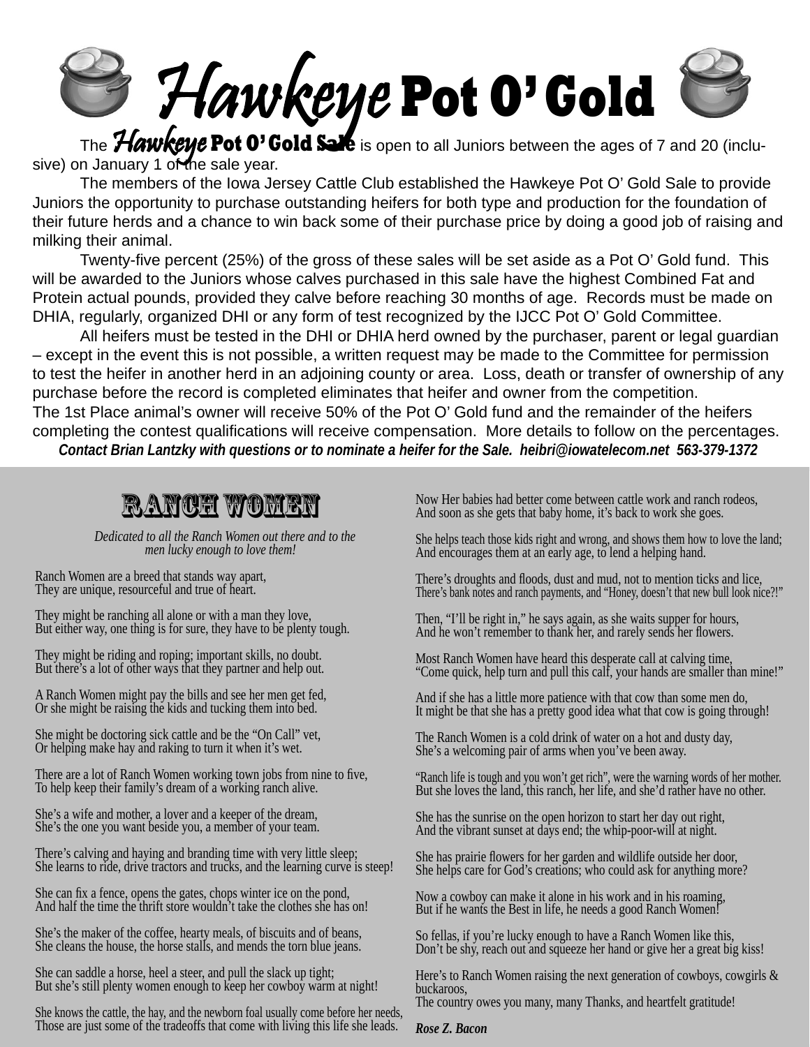# Hawkeye Pot O' Gold

The **Hawkeye Pot O' Gold Sale** is open to all Juniors between the ages of 7 and 20 (inclusive) on January 1 of the sale year.

The members of the Iowa Jersey Cattle Club established the Hawkeye Pot O' Gold Sale to provide Juniors the opportunity to purchase outstanding heifers for both type and production for the foundation of their future herds and a chance to win back some of their purchase price by doing a good job of raising and milking their animal.

Twenty-five percent (25%) of the gross of these sales will be set aside as a Pot O' Gold fund. This will be awarded to the Juniors whose calves purchased in this sale have the highest Combined Fat and Protein actual pounds, provided they calve before reaching 30 months of age. Records must be made on DHIA, regularly, organized DHI or any form of test recognized by the IJCC Pot O' Gold Committee.

All heifers must be tested in the DHI or DHIA herd owned by the purchaser, parent or legal guardian – except in the event this is not possible, a written request may be made to the Committee for permission to test the heifer in another herd in an adjoining county or area. Loss, death or transfer of ownership of any purchase before the record is completed eliminates that heifer and owner from the competition.

The 1st Place animal's owner will receive 50% of the Pot O' Gold fund and the remainder of the heifers completing the contest qualifications will receive compensation. More details to follow on the percentages.

***Contact Brian Lantzky with questions or to nominate a heifer for the Sale. heibri@iowatelecom.net 563-379-1372***

## RANCH WOMEN

*Dedicated to all the Ranch Women out there and to the men lucky enough to love them!*

Ranch Women are a breed that stands way apart,
They are unique, resourceful and true of heart.

They might be ranching all alone or with a man they love,
But either way, one thing is for sure, they have to be plenty tough.

They might be riding and roping; important skills, no doubt.
But there's a lot of other ways that they partner and help out.

A Ranch Women might pay the bills and see her men get fed,
Or she might be raising the kids and tucking them into bed.

She might be doctoring sick cattle and be the "On Call" vet,
Or helping make hay and raking to turn it when it's wet.

There are a lot of Ranch Women working town jobs from nine to five,
To help keep their family's dream of a working ranch alive.

She's a wife and mother, a lover and a keeper of the dream,
She's the one you want beside you, a member of your team.

There's calving and haying and branding time with very little sleep;
She learns to ride, drive tractors and trucks, and the learning curve is steep!

She can fix a fence, opens the gates, chops winter ice on the pond,
And half the time the thrift store wouldn't take the clothes she has on!

She's the maker of the coffee, hearty meals, of biscuits and of beans,
She cleans the house, the horse stalls, and mends the torn blue jeans.

She can saddle a horse, heel a steer, and pull the slack up tight;
But she's still plenty women enough to keep her cowboy warm at night!

She knows the cattle, the hay, and the newborn foal usually come before her needs,
Those are just some of the tradeoffs that come with living this life she leads.

Now Her babies had better come between cattle work and ranch rodeos,
And soon as she gets that baby home, it's back to work she goes.

She helps teach those kids right and wrong, and shows them how to love the land;
And encourages them at an early age, to lend a helping hand.

There's droughts and floods, dust and mud, not to mention ticks and lice,
There's bank notes and ranch payments, and "Honey, doesn't that new bull look nice?!"

Then, "I'll be right in," he says again, as she waits supper for hours,
And he won't remember to thank her, and rarely sends her flowers.

Most Ranch Women have heard this desperate call at calving time,
"Come quick, help turn and pull this calf, your hands are smaller than mine!"

And if she has a little more patience with that cow than some men do,
It might be that she has a pretty good idea what that cow is going through!

The Ranch Women is a cold drink of water on a hot and dusty day,
She's a welcoming pair of arms when you've been away.

"Ranch life is tough and you won't get rich", were the warning words of her mother.
But she loves the land, this ranch, her life, and she'd rather have no other.

She has the sunrise on the open horizon to start her day out right,
And the vibrant sunset at days end; the whip-poor-will at night.

She has prairie flowers for her garden and wildlife outside her door,
She helps care for God's creations; who could ask for anything more?

Now a cowboy can make it alone in his work and in his roaming,
But if he wants the Best in life, he needs a good Ranch Women!

So fellas, if you're lucky enough to have a Ranch Women like this,
Don't be shy, reach out and squeeze her hand or give her a great big kiss!

Here's to Ranch Women raising the next generation of cowboys, cowgirls & buckaroos,
The country owes you many, many Thanks, and heartfelt gratitude!

***Rose Z. Bacon***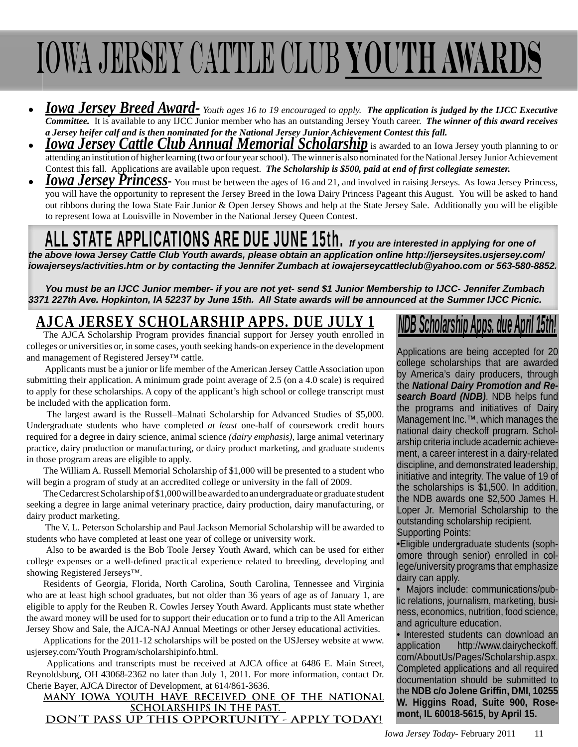# IOWA JERSEY CATTLE CLUB YOUTH AWARDS

- ***Iowa Jersey Breed Award-*** *Youth ages 16 to 19 encouraged to apply.* ***The application is judged by the IJCC Executive Committee.*** It is available to any IJCC Junior member who has an outstanding Jersey Youth career. ***The winner of this award receives a Jersey heifer calf and is then nominated for the National Jersey Junior Achievement Contest this fall.***
- ***Iowa Jersey Cattle Club Annual Memorial Scholarship*** is awarded to an Iowa Jersey youth planning to or attending an institution of higher learning (two or four year school). The winner is also nominated for the National Jersey Junior Achievement Contest this fall. Applications are available upon request. ***The Scholarship is $500, paid at end of first collegiate semester.***
- ***Iowa Jersey Princess***- You must be between the ages of 16 and 21, and involved in raising Jerseys. As Iowa Jersey Princess, you will have the opportunity to represent the Jersey Breed in the Iowa Dairy Princess Pageant this August. You will be asked to hand out ribbons during the Iowa State Fair Junior & Open Jersey Shows and help at the State Jersey Sale. Additionally you will be eligible to represent Iowa at Louisville in November in the National Jersey Queen Contest.

**ALL STATE APPLICATIONS ARE DUE JUNE 15th.** ***If you are interested in applying for one of the above Iowa Jersey Cattle Club Youth awards, please obtain an application online http://jerseysites.usjersey.com/iowajerseys/activities.htm or by contacting the Jennifer Zumbach at iowajerseycattleclub@yahoo.com or 563-580-8852.***

***You must be an IJCC Junior member- if you are not yet- send $1 Junior Membership to IJCC- Jennifer Zumbach 3371 227th Ave. Hopkinton, IA 52237 by June 15th. All State awards will be announced at the Summer IJCC Picnic.***

## AJCA JERSEY SCHOLARSHIP APPS. DUE JULY 1

The AJCA Scholarship Program provides financial support for Jersey youth enrolled in colleges or universities or, in some cases, youth seeking hands-on experience in the development and management of Registered Jersey™ cattle.

Applicants must be a junior or life member of the American Jersey Cattle Association upon submitting their application. A minimum grade point average of 2.5 (on a 4.0 scale) is required to apply for these scholarships. A copy of the applicant's high school or college transcript must be included with the application form.

The largest award is the Russell–Malnati Scholarship for Advanced Studies of $5,000. Undergraduate students who have completed *at least* one-half of coursework credit hours required for a degree in dairy science, animal science *(dairy emphasis)*, large animal veterinary practice, dairy production or manufacturing, or dairy product marketing, and graduate students in those program areas are eligible to apply.

The William A. Russell Memorial Scholarship of $1,000 will be presented to a student who will begin a program of study at an accredited college or university in the fall of 2009.

The Cedarcrest Scholarship of $1,000 will be awarded to an undergraduate or graduate student seeking a degree in large animal veterinary practice, dairy production, dairy manufacturing, or dairy product marketing.

The V. L. Peterson Scholarship and Paul Jackson Memorial Scholarship will be awarded to students who have completed at least one year of college or university work.

Also to be awarded is the Bob Toole Jersey Youth Award, which can be used for either college expenses or a well-defined practical experience related to breeding, developing and showing Registered Jerseys™.

Residents of Georgia, Florida, North Carolina, South Carolina, Tennessee and Virginia who are at least high school graduates, but not older than 36 years of age as of January 1, are eligible to apply for the Reuben R. Cowles Jersey Youth Award. Applicants must state whether the award money will be used for to support their education or to fund a trip to the All American Jersey Show and Sale, the AJCA-NAJ Annual Meetings or other Jersey educational activities.

Applications for the 2011-12 scholarships will be posted on the USJersey website at www.usjersey.com/Youth Program/scholarshipinfo.html.

Applications and transcripts must be received at AJCA office at 6486 E. Main Street, Reynoldsburg, OH 43068-2362 no later than July 1, 2011. For more information, contact Dr. Cherie Bayer, AJCA Director of Development, at 614/861-3636.

**MANY IOWA YOUTH HAVE RECEIVED ONE OF THE NATIONAL SCHOLARSHIPS IN THE PAST.**

**DON'T PASS UP THIS OPPORTUNITY - APPLY TODAY!**

## NDB Scholarship Apps. due April 15th!

Applications are being accepted for 20 college scholarships that are awarded by America's dairy producers, through the ***National Dairy Promotion and Research Board (NDB)***. NDB helps fund the programs and initiatives of Dairy Management Inc.™, which manages the national dairy checkoff program. Scholarship criteria include academic achievement, a career interest in a dairy-related discipline, and demonstrated leadership, initiative and integrity. The value of 19 of the scholarships is $1,500. In addition, the NDB awards one $2,500 James H. Loper Jr. Memorial Scholarship to the outstanding scholarship recipient.

Supporting Points:

•Eligible undergraduate students (sophomore through senior) enrolled in college/university programs that emphasize dairy can apply.

• Majors include: communications/public relations, journalism, marketing, business, economics, nutrition, food science, and agriculture education.

• Interested students can download an application http://www.dairycheckoff.com/AboutUs/Pages/Scholarship.aspx. Completed applications and all required documentation should be submitted to the **NDB c/o Jolene Griffin, DMI, 10255 W. Higgins Road, Suite 900, Rosemont, IL 60018-5615, by April 15.**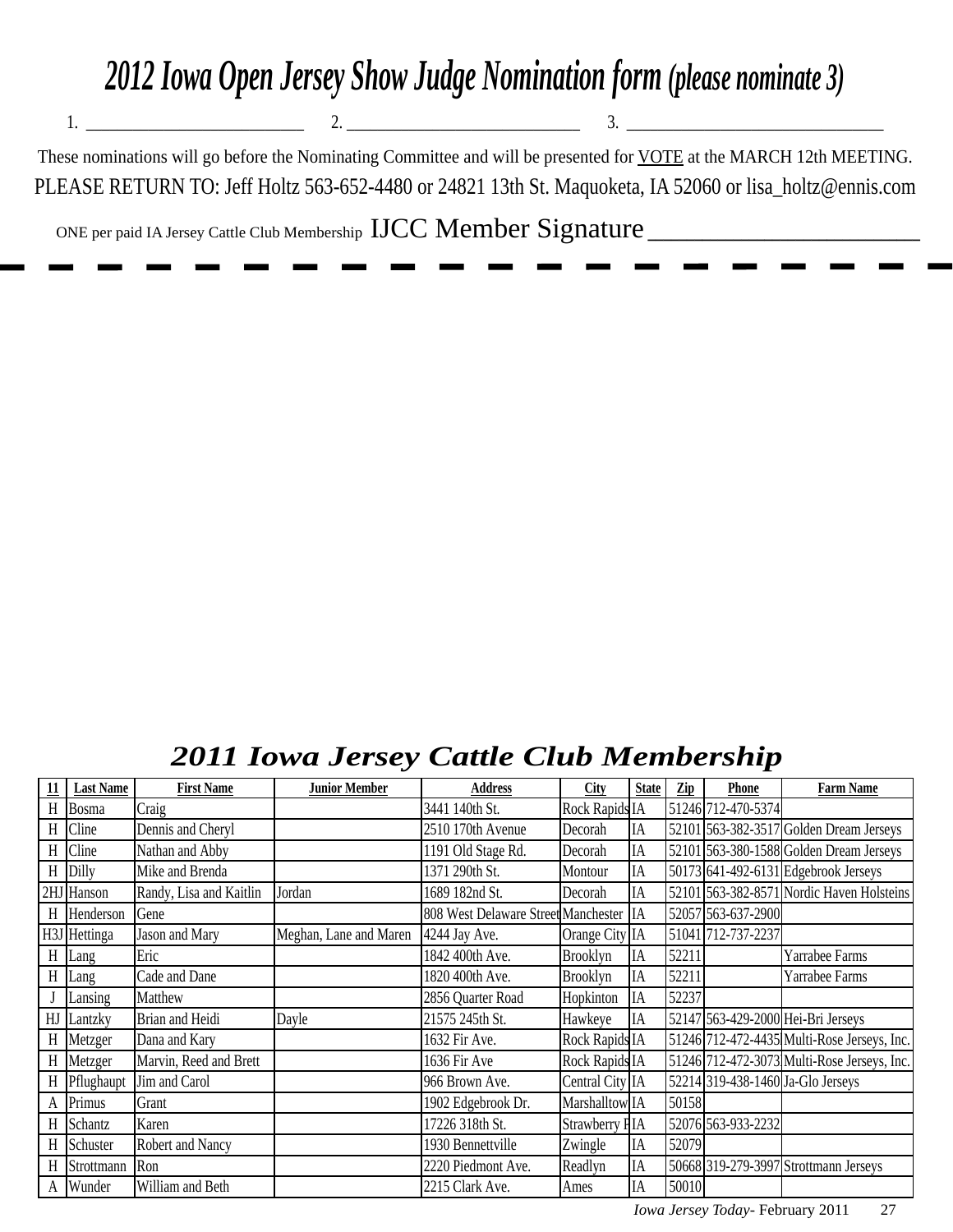# *2012 Iowa Open Jersey Show Judge Nomination form (please nominate 3)*

1. ___________________________ 2. _____________________________ 3. ________________________________

These nominations will go before the Nominating Committee and will be presented for VOTE at the MARCH 12th MEETING.

PLEASE RETURN TO: Jeff Holtz 563-652-4480 or 24821 13th St. Maquoketa, IA 52060 or lisa_holtz@ennis.com

ONE per paid IA Jersey Cattle Club Membership IJCC Member Signature ________________________

## *2011 Iowa Jersey Cattle Club Membership*

| 11 | Last Name | First Name | Junior Member | Address | City | State | Zip | Phone | Farm Name |
|---|---|---|---|---|---|---|---|---|---|
| H | Bosma | Craig | | 3441 140th St. | Rock Rapids | IA | 51246 | 712-470-5374 | |
| H | Cline | Dennis and Cheryl | | 2510 170th Avenue | Decorah | IA | 52101 | 563-382-3517 | Golden Dream Jerseys |
| H | Cline | Nathan and Abby | | 1191 Old Stage Rd. | Decorah | IA | 52101 | 563-380-1588 | Golden Dream Jerseys |
| H | Dilly | Mike and Brenda | | 1371 290th St. | Montour | IA | 50173 | 641-492-6131 | Edgebrook Jerseys |
| 2HJ | Hanson | Randy, Lisa and Kaitlin | Jordan | 1689 182nd St. | Decorah | IA | 52101 | 563-382-8571 | Nordic Haven Holsteins |
| H | Henderson | Gene | | 808 West Delaware Street | Manchester | IA | 52057 | 563-637-2900 | |
| H3J | Hettinga | Jason and Mary | Meghan, Lane and Maren | 4244 Jay Ave. | Orange City | IA | 51041 | 712-737-2237 | |
| H | Lang | Eric | | 1842 400th Ave. | Brooklyn | IA | 52211 | | Yarrabee Farms |
| H | Lang | Cade and Dane | | 1820 400th Ave. | Brooklyn | IA | 52211 | | Yarrabee Farms |
| J | Lansing | Matthew | | 2856 Quarter Road | Hopkinton | IA | 52237 | | |
| HJ | Lantzky | Brian and Heidi | Dayle | 21575 245th St. | Hawkeye | IA | 52147 | 563-429-2000 | Hei-Bri Jerseys |
| H | Metzger | Dana and Kary | | 1632 Fir Ave. | Rock Rapids | IA | 51246 | 712-472-4435 | Multi-Rose Jerseys, Inc. |
| H | Metzger | Marvin, Reed and Brett | | 1636 Fir Ave | Rock Rapids | IA | 51246 | 712-472-3073 | Multi-Rose Jerseys, Inc. |
| H | Pflughaupt | Jim and Carol | | 966 Brown Ave. | Central City | IA | 52214 | 319-438-1460 | Ja-Glo Jerseys |
| A | Primus | Grant | | 1902 Edgebrook Dr. | Marshalltow | IA | 50158 | | |
| H | Schantz | Karen | | 17226 318th St. | Strawberry P | IA | 52076 | 563-933-2232 | |
| H | Schuster | Robert and Nancy | | 1930 Bennettville | Zwingle | IA | 52079 | | |
| H | Strottmann | Ron | | 2220 Piedmont Ave. | Readlyn | IA | 50668 | 319-279-3997 | Strottmann Jerseys |
| A | Wunder | William and Beth | | 2215 Clark Ave. | Ames | IA | 50010 | | |